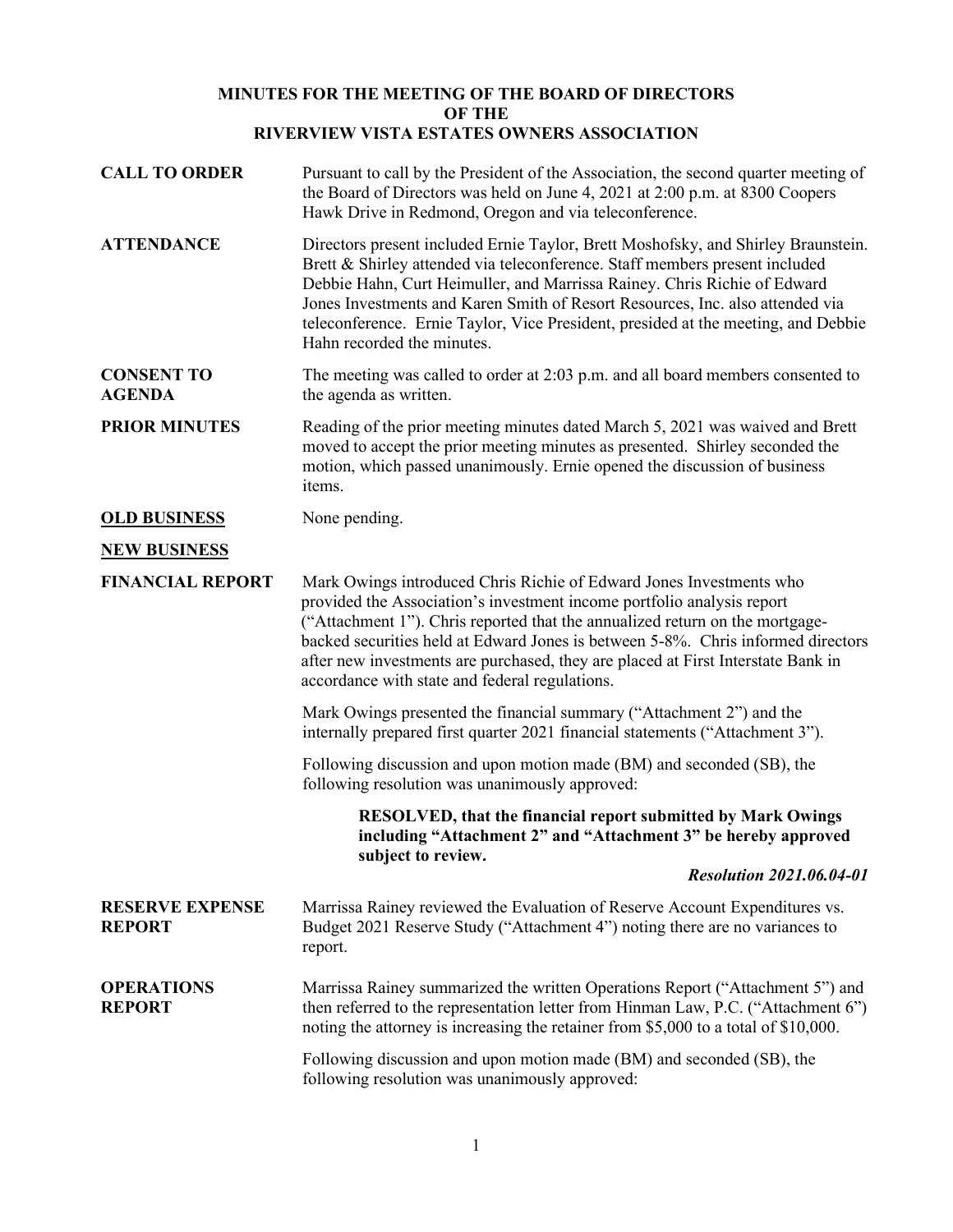# MINUTES FOR THE MEETING OF THE BOARD OF DIRECTORS
# OF THE
# RIVERVIEW VISTA ESTATES OWNERS ASSOCIATION

**CALL TO ORDER**

Pursuant to call by the President of the Association, the second quarter meeting of the Board of Directors was held on June 4, 2021 at 2:00 p.m. at 8300 Coopers Hawk Drive in Redmond, Oregon and via teleconference.

**ATTENDANCE**

Directors present included Ernie Taylor, Brett Moshofsky, and Shirley Braunstein. Brett & Shirley attended via teleconference. Staff members present included Debbie Hahn, Curt Heimuller, and Marrissa Rainey. Chris Richie of Edward Jones Investments and Karen Smith of Resort Resources, Inc. also attended via teleconference. Ernie Taylor, Vice President, presided at the meeting, and Debbie Hahn recorded the minutes.

**CONSENT TO AGENDA**

The meeting was called to order at 2:03 p.m. and all board members consented to the agenda as written.

**PRIOR MINUTES**

Reading of the prior meeting minutes dated March 5, 2021 was waived and Brett moved to accept the prior meeting minutes as presented. Shirley seconded the motion, which passed unanimously. Ernie opened the discussion of business items.

**OLD BUSINESS**

None pending.

**NEW BUSINESS**

**FINANCIAL REPORT**

Mark Owings introduced Chris Richie of Edward Jones Investments who provided the Association's investment income portfolio analysis report ("Attachment 1"). Chris reported that the annualized return on the mortgage-backed securities held at Edward Jones is between 5-8%. Chris informed directors after new investments are purchased, they are placed at First Interstate Bank in accordance with state and federal regulations.

Mark Owings presented the financial summary ("Attachment 2") and the internally prepared first quarter 2021 financial statements ("Attachment 3").

Following discussion and upon motion made (BM) and seconded (SB), the following resolution was unanimously approved:

> **RESOLVED, that the financial report submitted by Mark Owings including "Attachment 2" and "Attachment 3" be hereby approved subject to review.**
>
> ***Resolution 2021.06.04-01***

**RESERVE EXPENSE REPORT**

Marrissa Rainey reviewed the Evaluation of Reserve Account Expenditures vs. Budget 2021 Reserve Study ("Attachment 4") noting there are no variances to report.

**OPERATIONS REPORT**

Marrissa Rainey summarized the written Operations Report ("Attachment 5") and then referred to the representation letter from Hinman Law, P.C. ("Attachment 6") noting the attorney is increasing the retainer from $5,000 to a total of $10,000.

Following discussion and upon motion made (BM) and seconded (SB), the following resolution was unanimously approved: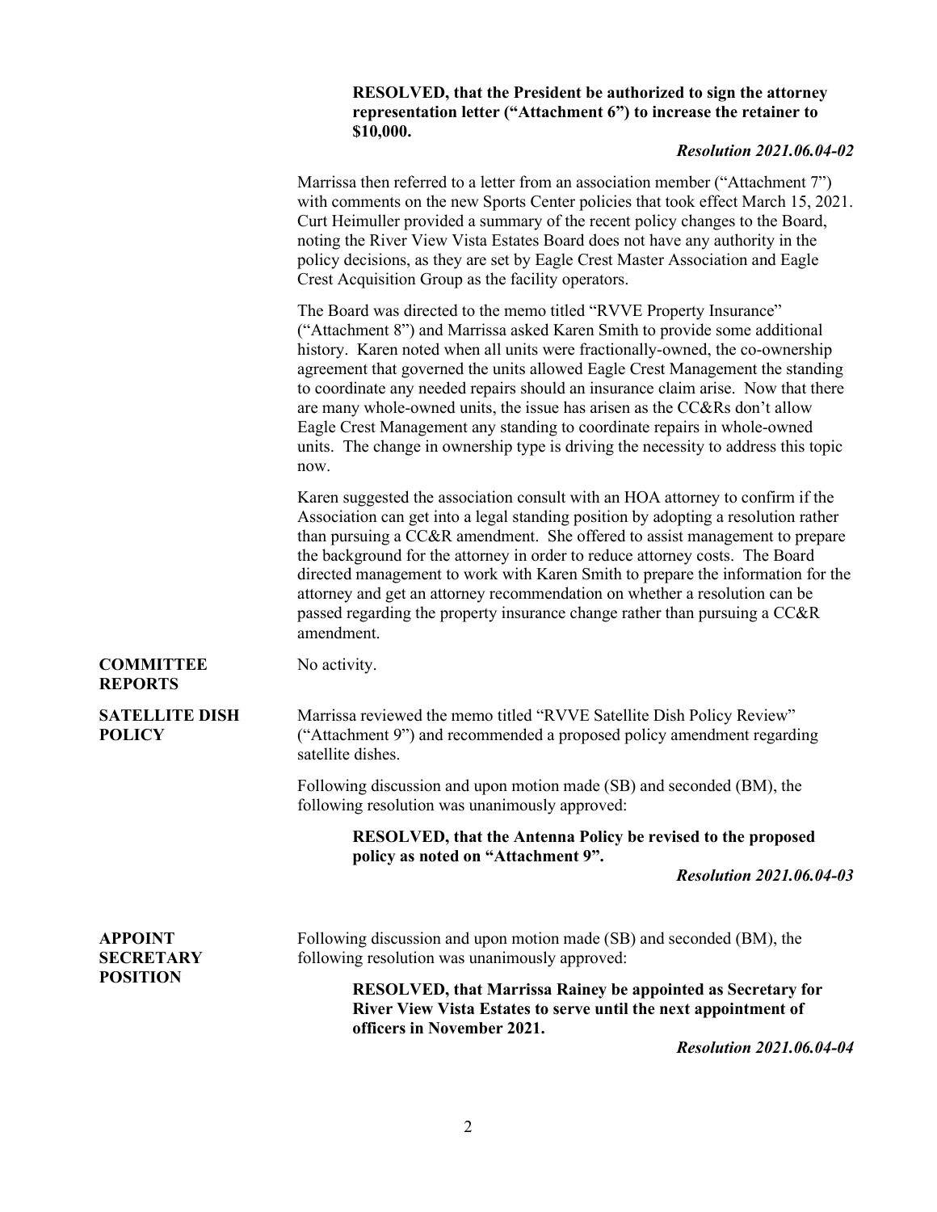**RESOLVED, that the President be authorized to sign the attorney representation letter ("Attachment 6") to increase the retainer to $10,000.**

***Resolution 2021.06.04-02***

Marrissa then referred to a letter from an association member ("Attachment 7") with comments on the new Sports Center policies that took effect March 15, 2021. Curt Heimuller provided a summary of the recent policy changes to the Board, noting the River View Vista Estates Board does not have any authority in the policy decisions, as they are set by Eagle Crest Master Association and Eagle Crest Acquisition Group as the facility operators.

The Board was directed to the memo titled "RVVE Property Insurance" ("Attachment 8") and Marrissa asked Karen Smith to provide some additional history. Karen noted when all units were fractionally-owned, the co-ownership agreement that governed the units allowed Eagle Crest Management the standing to coordinate any needed repairs should an insurance claim arise. Now that there are many whole-owned units, the issue has arisen as the CC&Rs don't allow Eagle Crest Management any standing to coordinate repairs in whole-owned units. The change in ownership type is driving the necessity to address this topic now.

Karen suggested the association consult with an HOA attorney to confirm if the Association can get into a legal standing position by adopting a resolution rather than pursuing a CC&R amendment. She offered to assist management to prepare the background for the attorney in order to reduce attorney costs. The Board directed management to work with Karen Smith to prepare the information for the attorney and get an attorney recommendation on whether a resolution can be passed regarding the property insurance change rather than pursuing a CC&R amendment.

**COMMITTEE REPORTS**

No activity.

**SATELLITE DISH POLICY**

Marrissa reviewed the memo titled "RVVE Satellite Dish Policy Review" ("Attachment 9") and recommended a proposed policy amendment regarding satellite dishes.

Following discussion and upon motion made (SB) and seconded (BM), the following resolution was unanimously approved:

**RESOLVED, that the Antenna Policy be revised to the proposed policy as noted on "Attachment 9".**

***Resolution 2021.06.04-03***

**APPOINT SECRETARY POSITION**

Following discussion and upon motion made (SB) and seconded (BM), the following resolution was unanimously approved:

**RESOLVED, that Marrissa Rainey be appointed as Secretary for River View Vista Estates to serve until the next appointment of officers in November 2021.**

***Resolution 2021.06.04-04***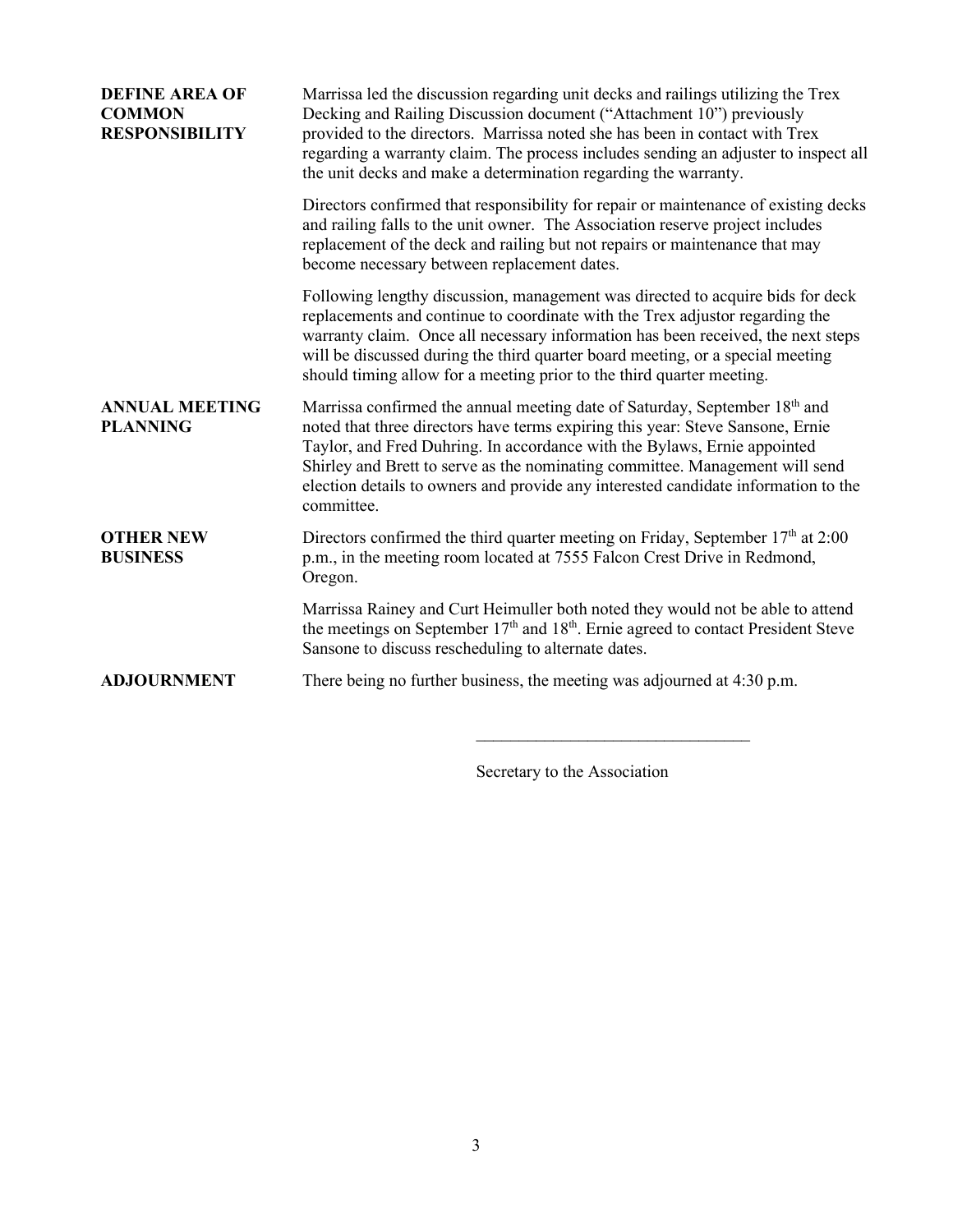**DEFINE AREA OF COMMON RESPONSIBILITY**

Marrissa led the discussion regarding unit decks and railings utilizing the Trex Decking and Railing Discussion document ("Attachment 10") previously provided to the directors. Marrissa noted she has been in contact with Trex regarding a warranty claim. The process includes sending an adjuster to inspect all the unit decks and make a determination regarding the warranty.

Directors confirmed that responsibility for repair or maintenance of existing decks and railing falls to the unit owner. The Association reserve project includes replacement of the deck and railing but not repairs or maintenance that may become necessary between replacement dates.

Following lengthy discussion, management was directed to acquire bids for deck replacements and continue to coordinate with the Trex adjustor regarding the warranty claim. Once all necessary information has been received, the next steps will be discussed during the third quarter board meeting, or a special meeting should timing allow for a meeting prior to the third quarter meeting.

**ANNUAL MEETING PLANNING**

Marrissa confirmed the annual meeting date of Saturday, September 18th and noted that three directors have terms expiring this year: Steve Sansone, Ernie Taylor, and Fred Duhring. In accordance with the Bylaws, Ernie appointed Shirley and Brett to serve as the nominating committee. Management will send election details to owners and provide any interested candidate information to the committee.

**OTHER NEW BUSINESS**

Directors confirmed the third quarter meeting on Friday, September 17th at 2:00 p.m., in the meeting room located at 7555 Falcon Crest Drive in Redmond, Oregon.

Marrissa Rainey and Curt Heimuller both noted they would not be able to attend the meetings on September 17th and 18th. Ernie agreed to contact President Steve Sansone to discuss rescheduling to alternate dates.

**ADJOURNMENT**

There being no further business, the meeting was adjourned at 4:30 p.m.

\_\_\_\_\_\_\_\_\_\_\_\_\_\_\_\_\_\_\_\_\_\_\_\_\_\_\_\_\_\_\_\_

Secretary to the Association